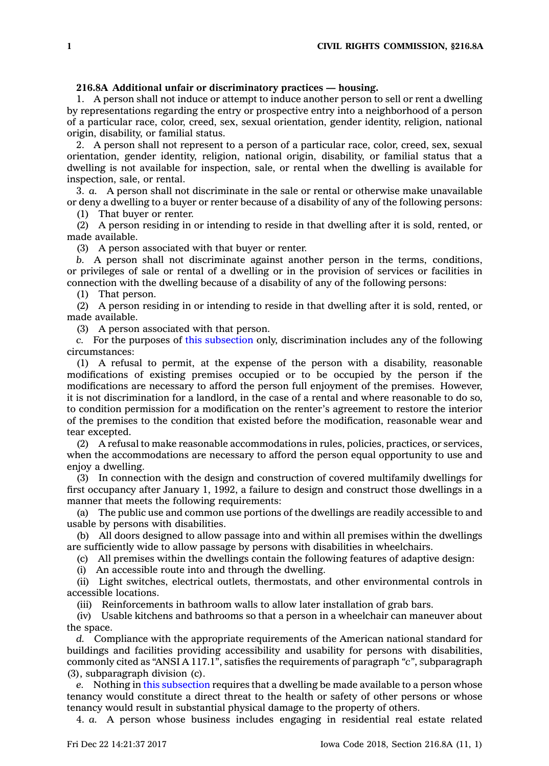**216.8A Additional unfair or discriminatory practices — housing.**

1. A person shall not induce or attempt to induce another person to sell or rent a dwelling by representations regarding the entry or prospective entry into a neighborhood of a person of a particular race, color, creed, sex, sexual orientation, gender identity, religion, national origin, disability, or familial status.

2. A person shall not represent to a person of a particular race, color, creed, sex, sexual orientation, gender identity, religion, national origin, disability, or familial status that a dwelling is not available for inspection, sale, or rental when the dwelling is available for inspection, sale, or rental.

3. *a.* A person shall not discriminate in the sale or rental or otherwise make unavailable or deny a dwelling to a buyer or renter because of a disability of any of the following persons:

(1) That buyer or renter.

(2) A person residing in or intending to reside in that dwelling after it is sold, rented, or made available.

(3) A person associated with that buyer or renter.

*b.* A person shall not discriminate against another person in the terms, conditions, or privileges of sale or rental of a dwelling or in the provision of services or facilities in connection with the dwelling because of a disability of any of the following persons:

(1) That person.

(2) A person residing in or intending to reside in that dwelling after it is sold, rented, or made available.

(3) A person associated with that person.

*c.* For the purposes of this subsection only, discrimination includes any of the following circumstances:

(1) A refusal to permit, at the expense of the person with a disability, reasonable modifications of existing premises occupied or to be occupied by the person if the modifications are necessary to afford the person full enjoyment of the premises. However, it is not discrimination for a landlord, in the case of a rental and where reasonable to do so, to condition permission for a modification on the renter's agreement to restore the interior of the premises to the condition that existed before the modification, reasonable wear and tear excepted.

(2) A refusal to make reasonable accommodations in rules, policies, practices, or services, when the accommodations are necessary to afford the person equal opportunity to use and enjoy a dwelling.

(3) In connection with the design and construction of covered multifamily dwellings for first occupancy after January 1, 1992, a failure to design and construct those dwellings in a manner that meets the following requirements:

(a) The public use and common use portions of the dwellings are readily accessible to and usable by persons with disabilities.

(b) All doors designed to allow passage into and within all premises within the dwellings are sufficiently wide to allow passage by persons with disabilities in wheelchairs.

(c) All premises within the dwellings contain the following features of adaptive design:

(i) An accessible route into and through the dwelling.

(ii) Light switches, electrical outlets, thermostats, and other environmental controls in accessible locations.

(iii) Reinforcements in bathroom walls to allow later installation of grab bars.

(iv) Usable kitchens and bathrooms so that a person in a wheelchair can maneuver about the space.

*d.* Compliance with the appropriate requirements of the American national standard for buildings and facilities providing accessibility and usability for persons with disabilities, commonly cited as "ANSI A 117.1", satisfies the requirements of paragraph "c", subparagraph (3), subparagraph division (c).

*e.* Nothing in this subsection requires that a dwelling be made available to a person whose tenancy would constitute a direct threat to the health or safety of other persons or whose tenancy would result in substantial physical damage to the property of others.

4. *a.* A person whose business includes engaging in residential real estate related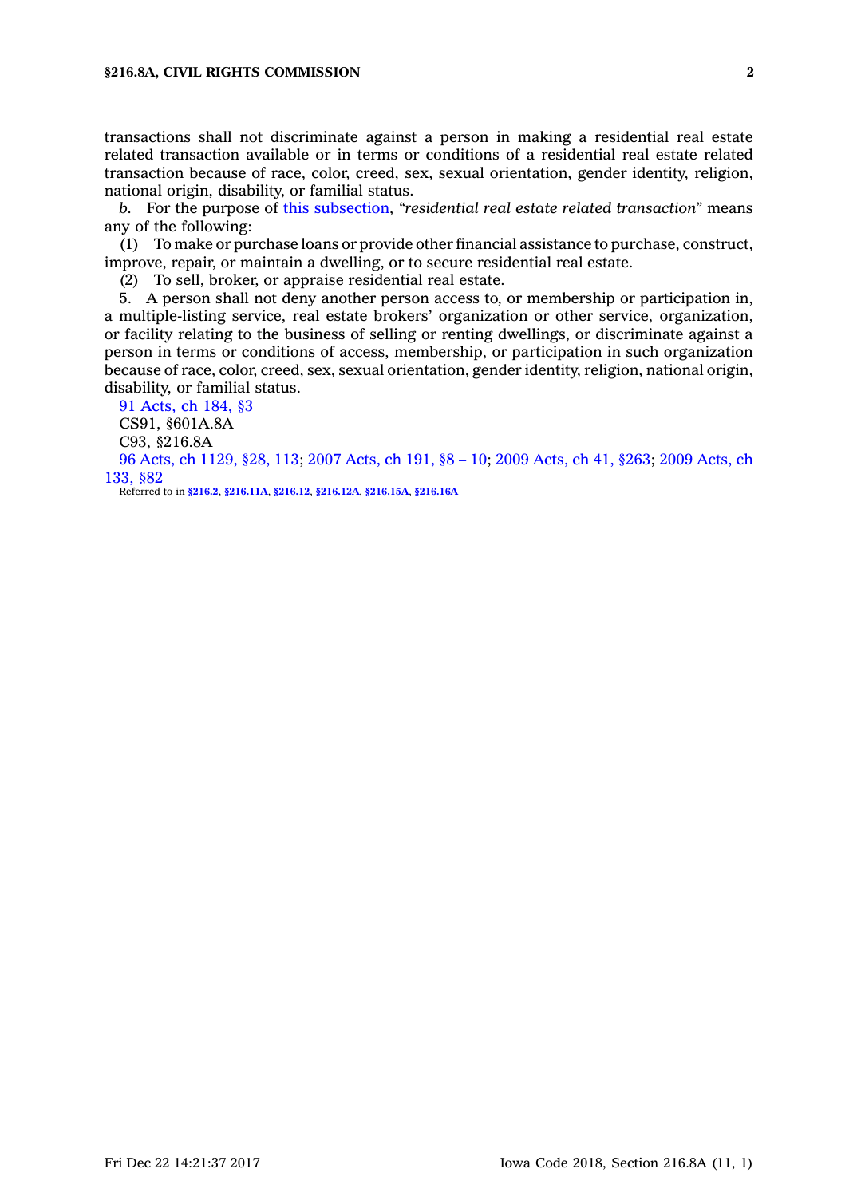transactions shall not discriminate against a person in making a residential real estate related transaction available or in terms or conditions of a residential real estate related transaction because of race, color, creed, sex, sexual orientation, gender identity, religion, national origin, disability, or familial status.

*b.* For the purpose of this subsection, *"residential real estate related transaction"* means any of the following:

(1) To make or purchase loans or provide other financial assistance to purchase, construct, improve, repair, or maintain a dwelling, or to secure residential real estate.

(2) To sell, broker, or appraise residential real estate.

5. A person shall not deny another person access to, or membership or participation in, a multiple-listing service, real estate brokers' organization or other service, organization, or facility relating to the business of selling or renting dwellings, or discriminate against a person in terms or conditions of access, membership, or participation in such organization because of race, color, creed, sex, sexual orientation, gender identity, religion, national origin, disability, or familial status.

91 Acts, ch 184, §3

CS91, §601A.8A

C93, §216.8A

96 Acts, ch 1129, §28, 113; 2007 Acts, ch 191, §8 – 10; 2009 Acts, ch 41, §263; 2009 Acts, ch 133, §82

Referred to in **§216.2**, **§216.11A**, **§216.12**, **§216.12A**, **§216.15A**, **§216.16A**